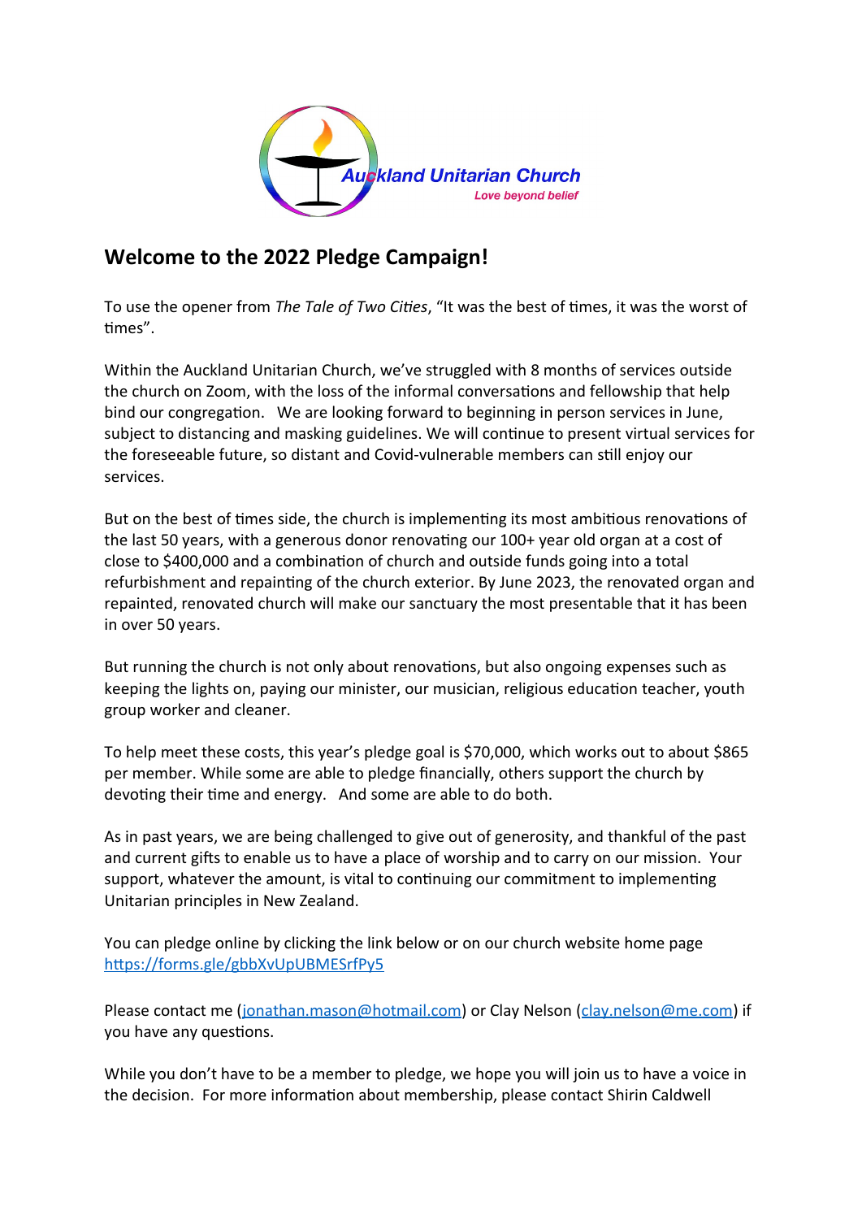Auckland Unitarian Church

*Love beyond belief*

## Welcome to the 2022 Pledge Campaign!

To use the opener from *The Tale of Two Cities*, "It was the best of times, it was the worst of times".

Within the Auckland Unitarian Church, we've struggled with 8 months of services outside the church on Zoom, with the loss of the informal conversations and fellowship that help bind our congregation. We are looking forward to beginning in person services in June, subject to distancing and masking guidelines. We will continue to present virtual services for the foreseeable future, so distant and Covid-vulnerable members can still enjoy our services.

But on the best of times side, the church is implementing its most ambitious renovations of the last 50 years, with a generous donor renovating our 100+ year old organ at a cost of close to $400,000 and a combination of church and outside funds going into a total refurbishment and repainting of the church exterior. By June 2023, the renovated organ and repainted, renovated church will make our sanctuary the most presentable that it has been in over 50 years.

But running the church is not only about renovations, but also ongoing expenses such as keeping the lights on, paying our minister, our musician, religious education teacher, youth group worker and cleaner.

To help meet these costs, this year's pledge goal is $70,000, which works out to about $865 per member. While some are able to pledge financially, others support the church by devoting their time and energy. And some are able to do both.

As in past years, we are being challenged to give out of generosity, and thankful of the past and current gifts to enable us to have a place of worship and to carry on our mission. Your support, whatever the amount, is vital to continuing our commitment to implementing Unitarian principles in New Zealand.

You can pledge online by clicking the link below or on our church website home page
[https://forms.gle/gbbXvUpUBMESrfPy5](https://forms.gle/gbbXvUpUBMESrfPy5)

Please contact me ([jonathan.mason@hotmail.com](mailto:jonathan.mason@hotmail.com)) or Clay Nelson ([clay.nelson@me.com](mailto:clay.nelson@me.com)) if you have any questions.

While you don't have to be a member to pledge, we hope you will join us to have a voice in the decision. For more information about membership, please contact Shirin Caldwell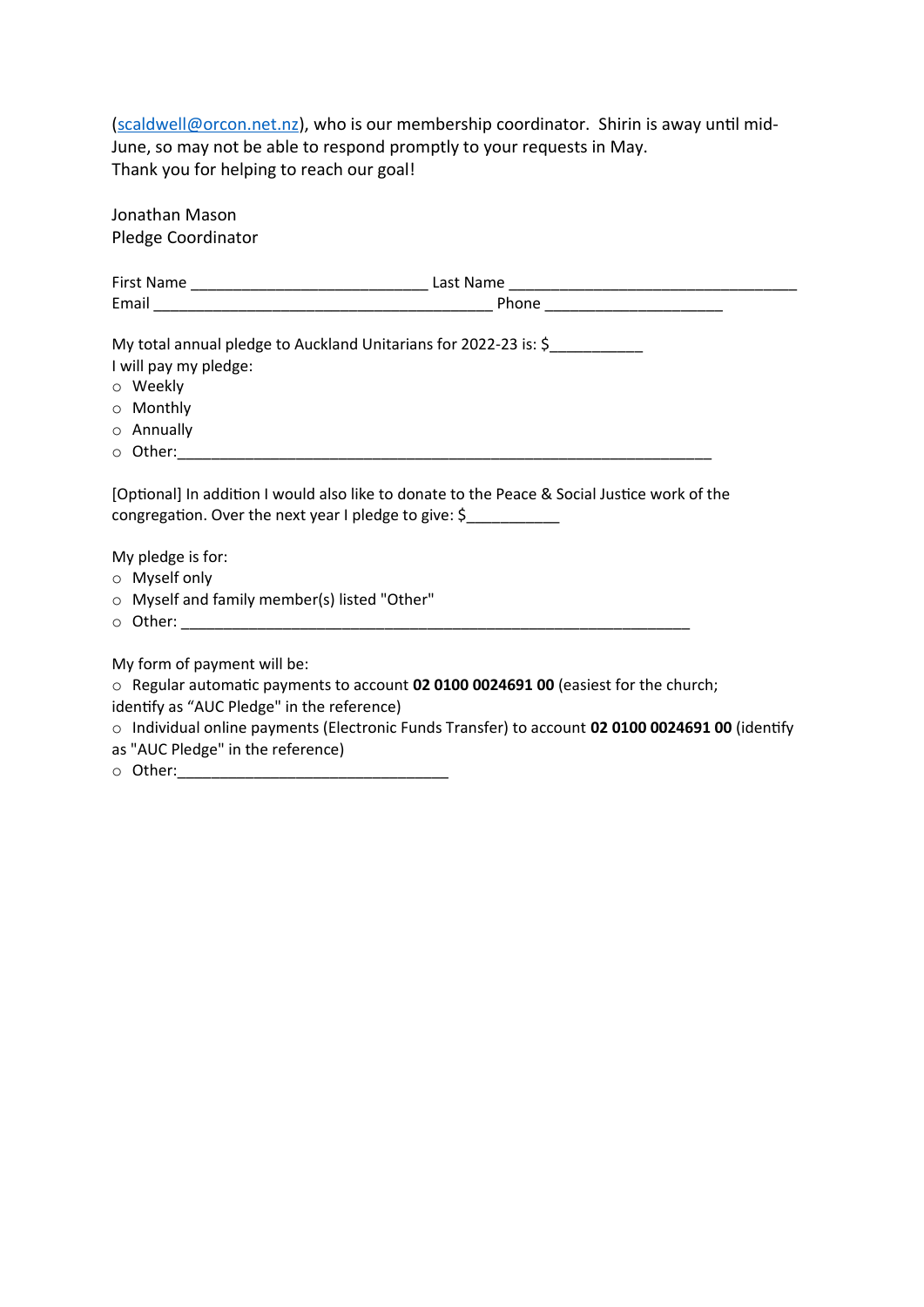([scaldwell@orcon.net.nz](mailto:scaldwell@orcon.net.nz)), who is our membership coordinator. Shirin is away until mid-June, so may not be able to respond promptly to your requests in May.
Thank you for helping to reach our goal!

Jonathan Mason
Pledge Coordinator

First Name ____________________________ Last Name __________________________________
Email ________________________________________ Phone _____________________

My total annual pledge to Auckland Unitarians for 2022-23 is: $___________
I will pay my pledge:
○ Weekly
○ Monthly
○ Annually
○ Other:_______________________________________________________________

[Optional] In addition I would also like to donate to the Peace & Social Justice work of the congregation. Over the next year I pledge to give: $___________

My pledge is for:
○ Myself only
○ Myself and family member(s) listed "Other"
○ Other: ____________________________________________________________

My form of payment will be:
○ Regular automatic payments to account **02 0100 0024691 00** (easiest for the church; identify as "AUC Pledge" in the reference)
○ Individual online payments (Electronic Funds Transfer) to account **02 0100 0024691 00** (identify as "AUC Pledge" in the reference)
○ Other:________________________________